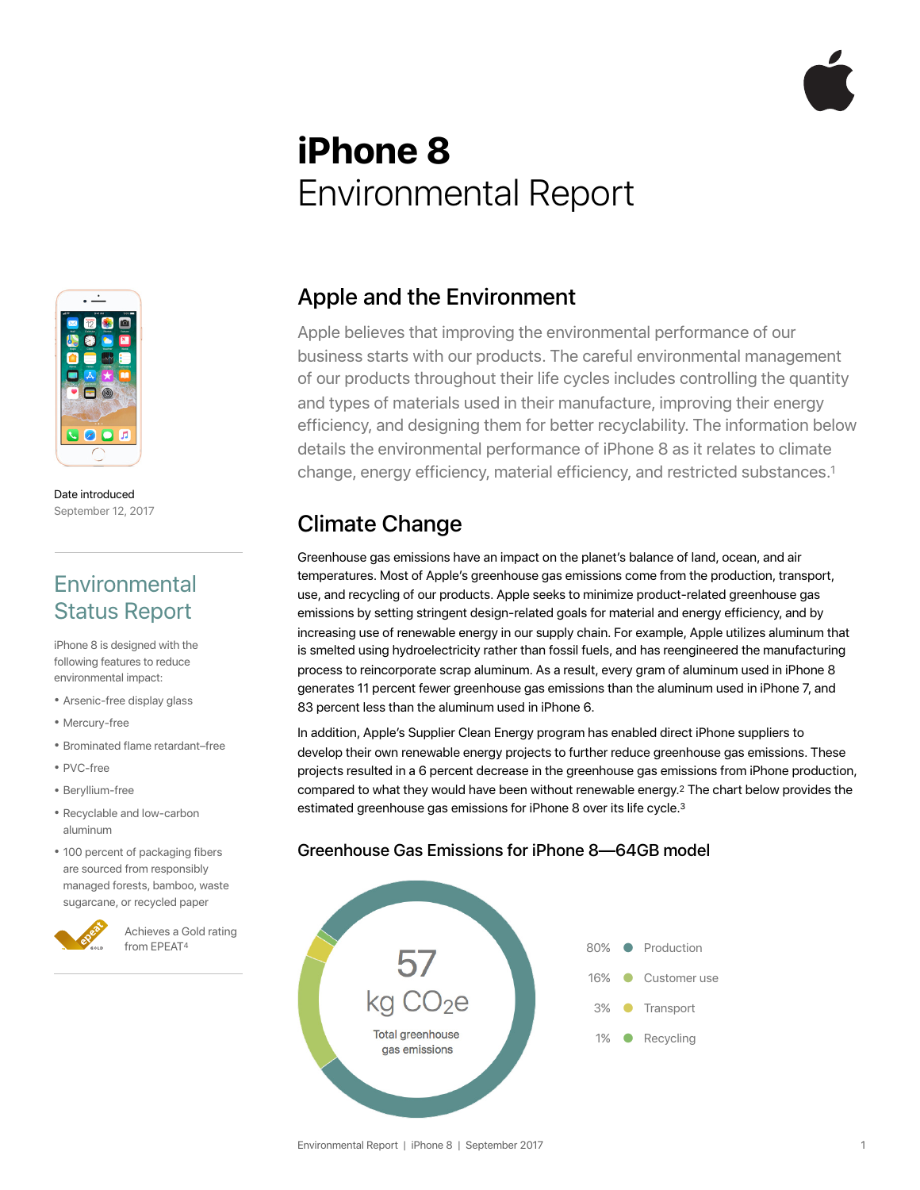# iPhone 8
Environmental Report

Date introduced
September 12, 2017

## Environmental Status Report

iPhone 8 is designed with the following features to reduce environmental impact:

- Arsenic-free display glass
- Mercury-free
- Brominated flame retardant–free
- PVC-free
- Beryllium-free
- Recyclable and low-carbon aluminum
- 100 percent of packaging fibers are sourced from responsibly managed forests, bamboo, waste sugarcane, or recycled paper

Achieves a Gold rating from EPEAT[4]

## Apple and the Environment

Apple believes that improving the environmental performance of our business starts with our products. The careful environmental management of our products throughout their life cycles includes controlling the quantity and types of materials used in their manufacture, improving their energy efficiency, and designing them for better recyclability. The information below details the environmental performance of iPhone 8 as it relates to climate change, energy efficiency, material efficiency, and restricted substances.[1]

## Climate Change

Greenhouse gas emissions have an impact on the planet's balance of land, ocean, and air temperatures. Most of Apple's greenhouse gas emissions come from the production, transport, use, and recycling of our products. Apple seeks to minimize product-related greenhouse gas emissions by setting stringent design-related goals for material and energy efficiency, and by increasing use of renewable energy in our supply chain. For example, Apple utilizes aluminum that is smelted using hydroelectricity rather than fossil fuels, and has reengineered the manufacturing process to reincorporate scrap aluminum. As a result, every gram of aluminum used in iPhone 8 generates 11 percent fewer greenhouse gas emissions than the aluminum used in iPhone 7, and 83 percent less than the aluminum used in iPhone 6.

In addition, Apple's Supplier Clean Energy program has enabled direct iPhone suppliers to develop their own renewable energy projects to further reduce greenhouse gas emissions. These projects resulted in a 6 percent decrease in the greenhouse gas emissions from iPhone production, compared to what they would have been without renewable energy.[2] The chart below provides the estimated greenhouse gas emissions for iPhone 8 over its life cycle.[3]

### Greenhouse Gas Emissions for iPhone 8—64GB model

57 kg $CO_2e$
Total greenhouse gas emissions

| Share | Category |
| --- | --- |
| 80% | Production |
| 16% | Customer use |
| 3% | Transport |
| 1% | Recycling |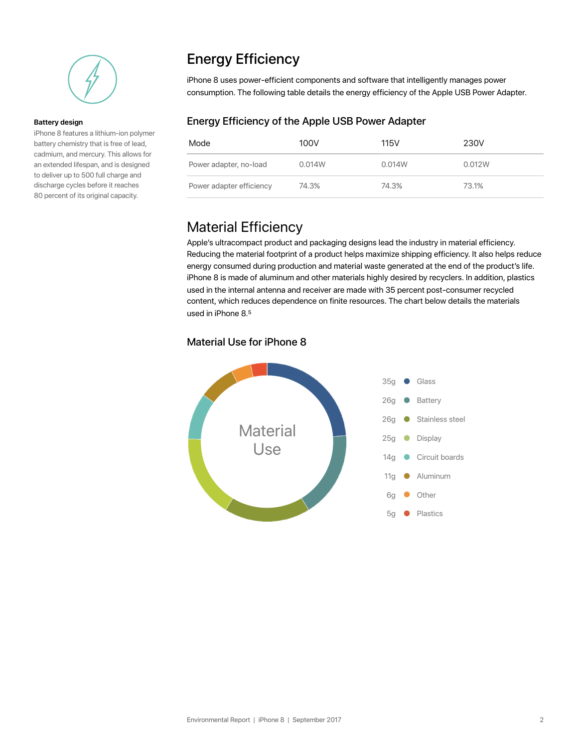## Battery design

iPhone 8 features a lithium-ion polymer battery chemistry that is free of lead, cadmium, and mercury. This allows for an extended lifespan, and is designed to deliver up to 500 full charge and discharge cycles before it reaches 80 percent of its original capacity.

# Energy Efficiency

iPhone 8 uses power-efficient components and software that intelligently manages power consumption. The following table details the energy efficiency of the Apple USB Power Adapter.

### Energy Efficiency of the Apple USB Power Adapter

| Mode | 100V | 115V | 230V |
|---|---|---|---|
| Power adapter, no-load | 0.014W | 0.014W | 0.012W |
| Power adapter efficiency | 74.3% | 74.3% | 73.1% |

# Material Efficiency

Apple's ultracompact product and packaging designs lead the industry in material efficiency. Reducing the material footprint of a product helps maximize shipping efficiency. It also helps reduce energy consumed during production and material waste generated at the end of the product's life. iPhone 8 is made of aluminum and other materials highly desired by recyclers. In addition, plastics used in the internal antenna and receiver are made with 35 percent post-consumer recycled content, which reduces dependence on finite resources. The chart below details the materials used in iPhone 8.[5]

### Material Use for iPhone 8

Material Use

| Weight | Material |
|---|---|
| 35g | Glass |
| 26g | Battery |
| 26g | Stainless steel |
| 25g | Display |
| 14g | Circuit boards |
| 11g | Aluminum |
| 6g | Other |
| 5g | Plastics |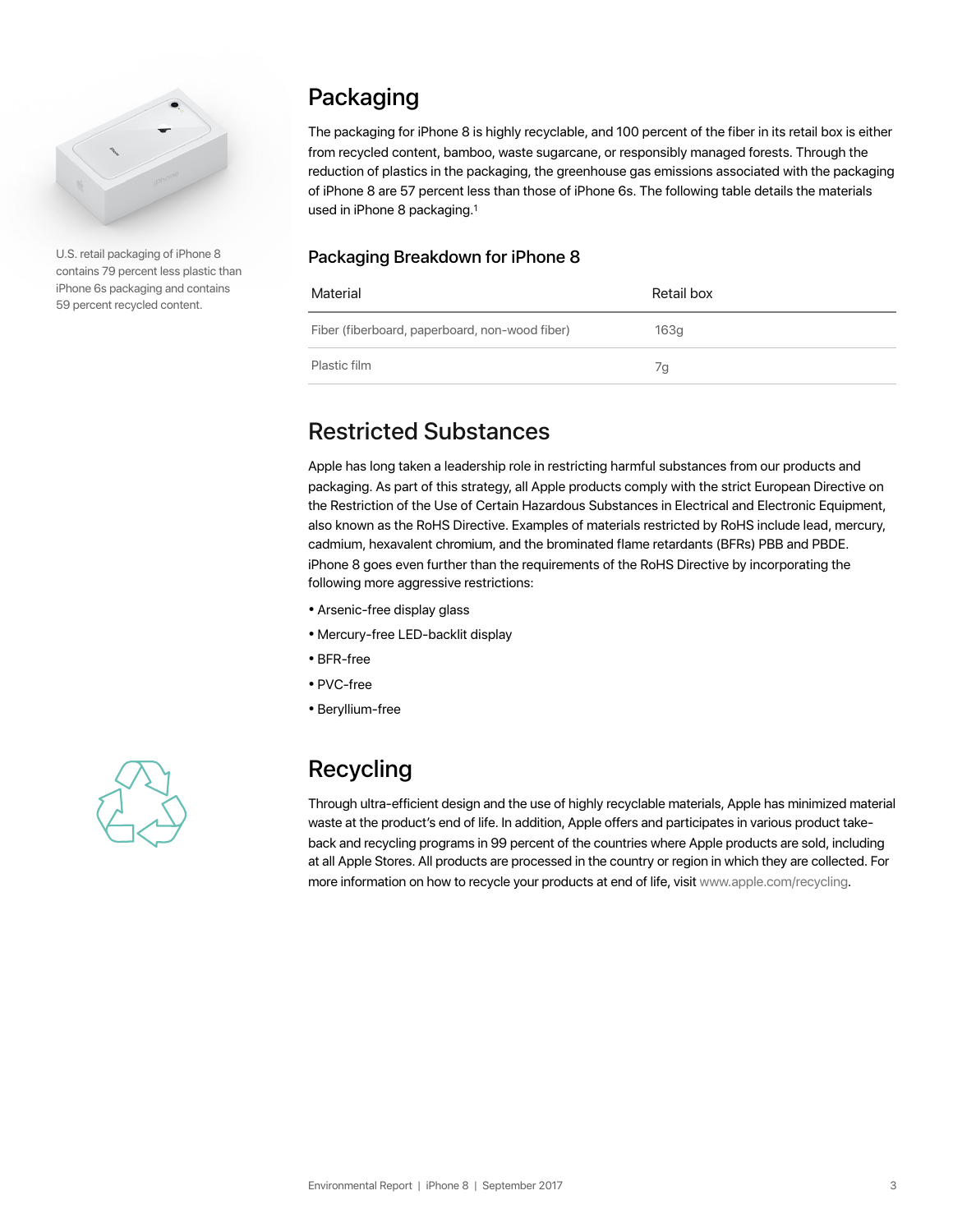U.S. retail packaging of iPhone 8 contains 79 percent less plastic than iPhone 6s packaging and contains 59 percent recycled content.

## Packaging

The packaging for iPhone 8 is highly recyclable, and 100 percent of the fiber in its retail box is either from recycled content, bamboo, waste sugarcane, or responsibly managed forests. Through the reduction of plastics in the packaging, the greenhouse gas emissions associated with the packaging of iPhone 8 are 57 percent less than those of iPhone 6s. The following table details the materials used in iPhone 8 packaging.[1]

### Packaging Breakdown for iPhone 8

| Material | Retail box |
|---|---|
| Fiber (fiberboard, paperboard, non-wood fiber) | 163g |
| Plastic film | 7g |

## Restricted Substances

Apple has long taken a leadership role in restricting harmful substances from our products and packaging. As part of this strategy, all Apple products comply with the strict European Directive on the Restriction of the Use of Certain Hazardous Substances in Electrical and Electronic Equipment, also known as the RoHS Directive. Examples of materials restricted by RoHS include lead, mercury, cadmium, hexavalent chromium, and the brominated flame retardants (BFRs) PBB and PBDE. iPhone 8 goes even further than the requirements of the RoHS Directive by incorporating the following more aggressive restrictions:

- Arsenic-free display glass
- Mercury-free LED-backlit display
- BFR-free
- PVC-free
- Beryllium-free

## Recycling

Through ultra-efficient design and the use of highly recyclable materials, Apple has minimized material waste at the product's end of life. In addition, Apple offers and participates in various product take-back and recycling programs in 99 percent of the countries where Apple products are sold, including at all Apple Stores. All products are processed in the country or region in which they are collected. For more information on how to recycle your products at end of life, visit www.apple.com/recycling.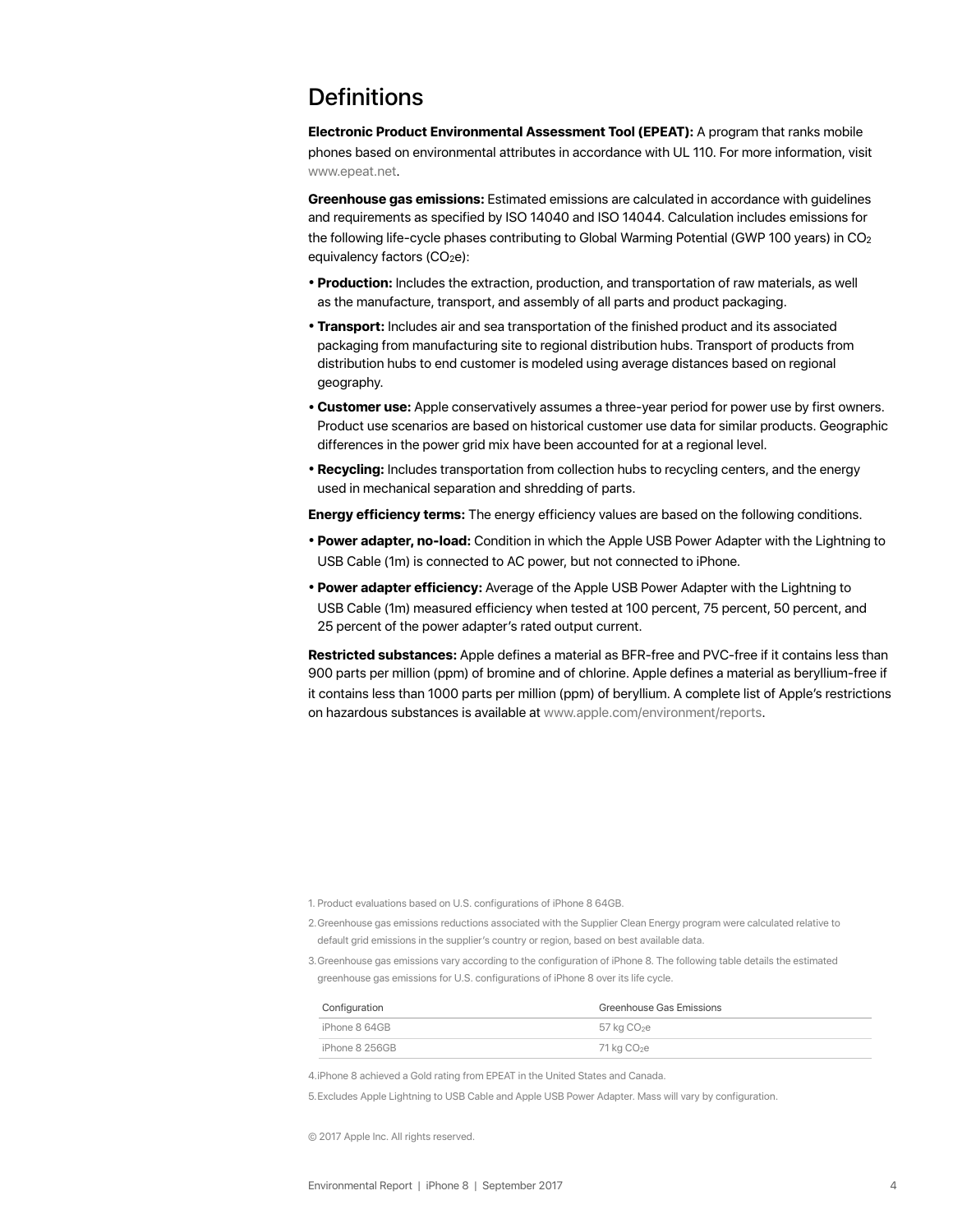# Definitions

**Electronic Product Environmental Assessment Tool (EPEAT):** A program that ranks mobile phones based on environmental attributes in accordance with UL 110. For more information, visit www.epeat.net.

**Greenhouse gas emissions:** Estimated emissions are calculated in accordance with guidelines and requirements as specified by ISO 14040 and ISO 14044. Calculation includes emissions for the following life-cycle phases contributing to Global Warming Potential (GWP 100 years) in $CO_2$ equivalency factors ($CO_2e$):

- **Production:** Includes the extraction, production, and transportation of raw materials, as well as the manufacture, transport, and assembly of all parts and product packaging.
- **Transport:** Includes air and sea transportation of the finished product and its associated packaging from manufacturing site to regional distribution hubs. Transport of products from distribution hubs to end customer is modeled using average distances based on regional geography.
- **Customer use:** Apple conservatively assumes a three-year period for power use by first owners. Product use scenarios are based on historical customer use data for similar products. Geographic differences in the power grid mix have been accounted for at a regional level.
- **Recycling:** Includes transportation from collection hubs to recycling centers, and the energy used in mechanical separation and shredding of parts.

**Energy efficiency terms:** The energy efficiency values are based on the following conditions.

- **Power adapter, no-load:** Condition in which the Apple USB Power Adapter with the Lightning to USB Cable (1m) is connected to AC power, but not connected to iPhone.
- **Power adapter efficiency:** Average of the Apple USB Power Adapter with the Lightning to USB Cable (1m) measured efficiency when tested at 100 percent, 75 percent, 50 percent, and 25 percent of the power adapter's rated output current.

**Restricted substances:** Apple defines a material as BFR-free and PVC-free if it contains less than 900 parts per million (ppm) of bromine and of chlorine. Apple defines a material as beryllium-free if it contains less than 1000 parts per million (ppm) of beryllium. A complete list of Apple's restrictions on hazardous substances is available at www.apple.com/environment/reports.

1. Product evaluations based on U.S. configurations of iPhone 8 64GB.
2. Greenhouse gas emissions reductions associated with the Supplier Clean Energy program were calculated relative to default grid emissions in the supplier's country or region, based on best available data.
3. Greenhouse gas emissions vary according to the configuration of iPhone 8. The following table details the estimated greenhouse gas emissions for U.S. configurations of iPhone 8 over its life cycle.

| Configuration | Greenhouse Gas Emissions |
|---|---|
| iPhone 8 64GB | 57 kg $CO_2e$ |
| iPhone 8 256GB | 71 kg $CO_2e$ |

4. iPhone 8 achieved a Gold rating from EPEAT in the United States and Canada.
5. Excludes Apple Lightning to USB Cable and Apple USB Power Adapter. Mass will vary by configuration.

© 2017 Apple Inc. All rights reserved.